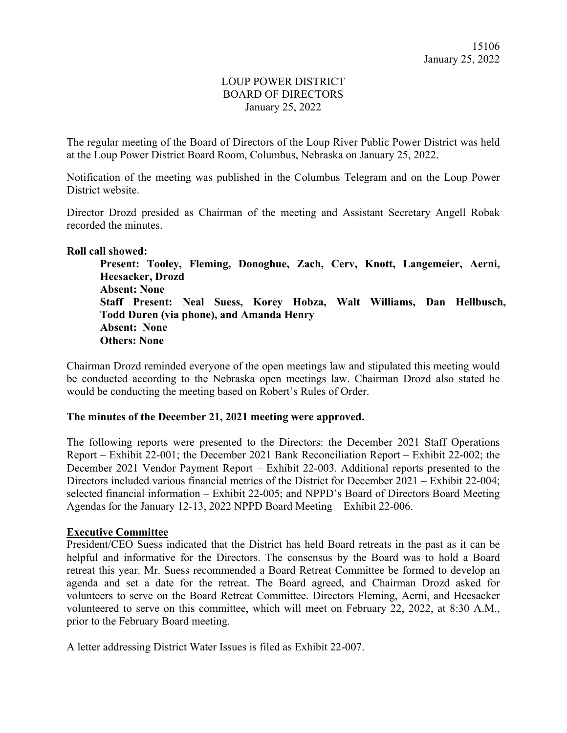# LOUP POWER DISTRICT
## BOARD OF DIRECTORS
### January 25, 2022

The regular meeting of the Board of Directors of the Loup River Public Power District was held at the Loup Power District Board Room, Columbus, Nebraska on January 25, 2022.

Notification of the meeting was published in the Columbus Telegram and on the Loup Power District website.

Director Drozd presided as Chairman of the meeting and Assistant Secretary Angell Robak recorded the minutes.

**Roll call showed:**

> **Present: Tooley, Fleming, Donoghue, Zach, Cerv, Knott, Langemeier, Aerni, Heesacker, Drozd**
> **Absent: None**
> **Staff Present: Neal Suess, Korey Hobza, Walt Williams, Dan Hellbusch, Todd Duren (via phone), and Amanda Henry**
> **Absent: None**
> **Others: None**

Chairman Drozd reminded everyone of the open meetings law and stipulated this meeting would be conducted according to the Nebraska open meetings law. Chairman Drozd also stated he would be conducting the meeting based on Robert's Rules of Order.

**The minutes of the December 21, 2021 meeting were approved.**

The following reports were presented to the Directors: the December 2021 Staff Operations Report – Exhibit 22-001; the December 2021 Bank Reconciliation Report – Exhibit 22-002; the December 2021 Vendor Payment Report – Exhibit 22-003. Additional reports presented to the Directors included various financial metrics of the District for December 2021 – Exhibit 22-004; selected financial information – Exhibit 22-005; and NPPD's Board of Directors Board Meeting Agendas for the January 12-13, 2022 NPPD Board Meeting – Exhibit 22-006.

**<u>Executive Committee</u>**

President/CEO Suess indicated that the District has held Board retreats in the past as it can be helpful and informative for the Directors. The consensus by the Board was to hold a Board retreat this year. Mr. Suess recommended a Board Retreat Committee be formed to develop an agenda and set a date for the retreat. The Board agreed, and Chairman Drozd asked for volunteers to serve on the Board Retreat Committee. Directors Fleming, Aerni, and Heesacker volunteered to serve on this committee, which will meet on February 22, 2022, at 8:30 A.M., prior to the February Board meeting.

A letter addressing District Water Issues is filed as Exhibit 22-007.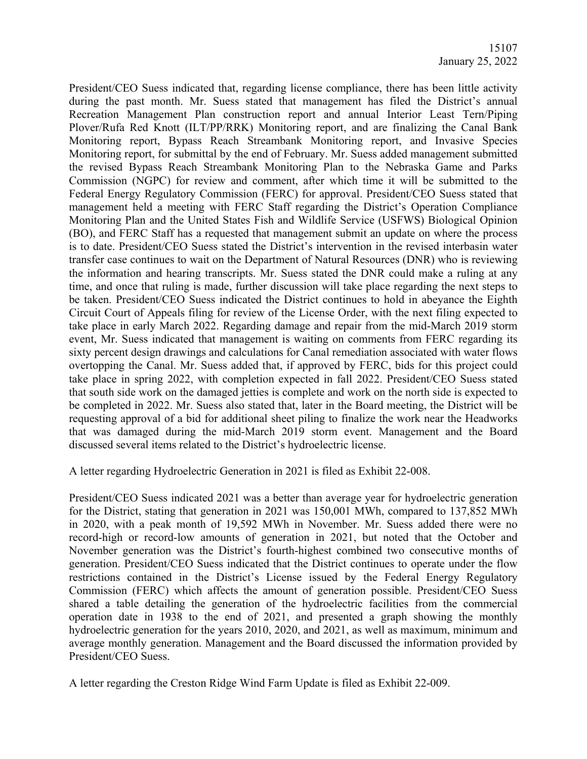President/CEO Suess indicated that, regarding license compliance, there has been little activity during the past month. Mr. Suess stated that management has filed the District's annual Recreation Management Plan construction report and annual Interior Least Tern/Piping Plover/Rufa Red Knott (ILT/PP/RRK) Monitoring report, and are finalizing the Canal Bank Monitoring report, Bypass Reach Streambank Monitoring report, and Invasive Species Monitoring report, for submittal by the end of February. Mr. Suess added management submitted the revised Bypass Reach Streambank Monitoring Plan to the Nebraska Game and Parks Commission (NGPC) for review and comment, after which time it will be submitted to the Federal Energy Regulatory Commission (FERC) for approval. President/CEO Suess stated that management held a meeting with FERC Staff regarding the District's Operation Compliance Monitoring Plan and the United States Fish and Wildlife Service (USFWS) Biological Opinion (BO), and FERC Staff has a requested that management submit an update on where the process is to date. President/CEO Suess stated the District's intervention in the revised interbasin water transfer case continues to wait on the Department of Natural Resources (DNR) who is reviewing the information and hearing transcripts. Mr. Suess stated the DNR could make a ruling at any time, and once that ruling is made, further discussion will take place regarding the next steps to be taken. President/CEO Suess indicated the District continues to hold in abeyance the Eighth Circuit Court of Appeals filing for review of the License Order, with the next filing expected to take place in early March 2022. Regarding damage and repair from the mid-March 2019 storm event, Mr. Suess indicated that management is waiting on comments from FERC regarding its sixty percent design drawings and calculations for Canal remediation associated with water flows overtopping the Canal. Mr. Suess added that, if approved by FERC, bids for this project could take place in spring 2022, with completion expected in fall 2022. President/CEO Suess stated that south side work on the damaged jetties is complete and work on the north side is expected to be completed in 2022. Mr. Suess also stated that, later in the Board meeting, the District will be requesting approval of a bid for additional sheet piling to finalize the work near the Headworks that was damaged during the mid-March 2019 storm event. Management and the Board discussed several items related to the District's hydroelectric license.

A letter regarding Hydroelectric Generation in 2021 is filed as Exhibit 22-008.

President/CEO Suess indicated 2021 was a better than average year for hydroelectric generation for the District, stating that generation in 2021 was 150,001 MWh, compared to 137,852 MWh in 2020, with a peak month of 19,592 MWh in November. Mr. Suess added there were no record-high or record-low amounts of generation in 2021, but noted that the October and November generation was the District's fourth-highest combined two consecutive months of generation. President/CEO Suess indicated that the District continues to operate under the flow restrictions contained in the District's License issued by the Federal Energy Regulatory Commission (FERC) which affects the amount of generation possible. President/CEO Suess shared a table detailing the generation of the hydroelectric facilities from the commercial operation date in 1938 to the end of 2021, and presented a graph showing the monthly hydroelectric generation for the years 2010, 2020, and 2021, as well as maximum, minimum and average monthly generation. Management and the Board discussed the information provided by President/CEO Suess.

A letter regarding the Creston Ridge Wind Farm Update is filed as Exhibit 22-009.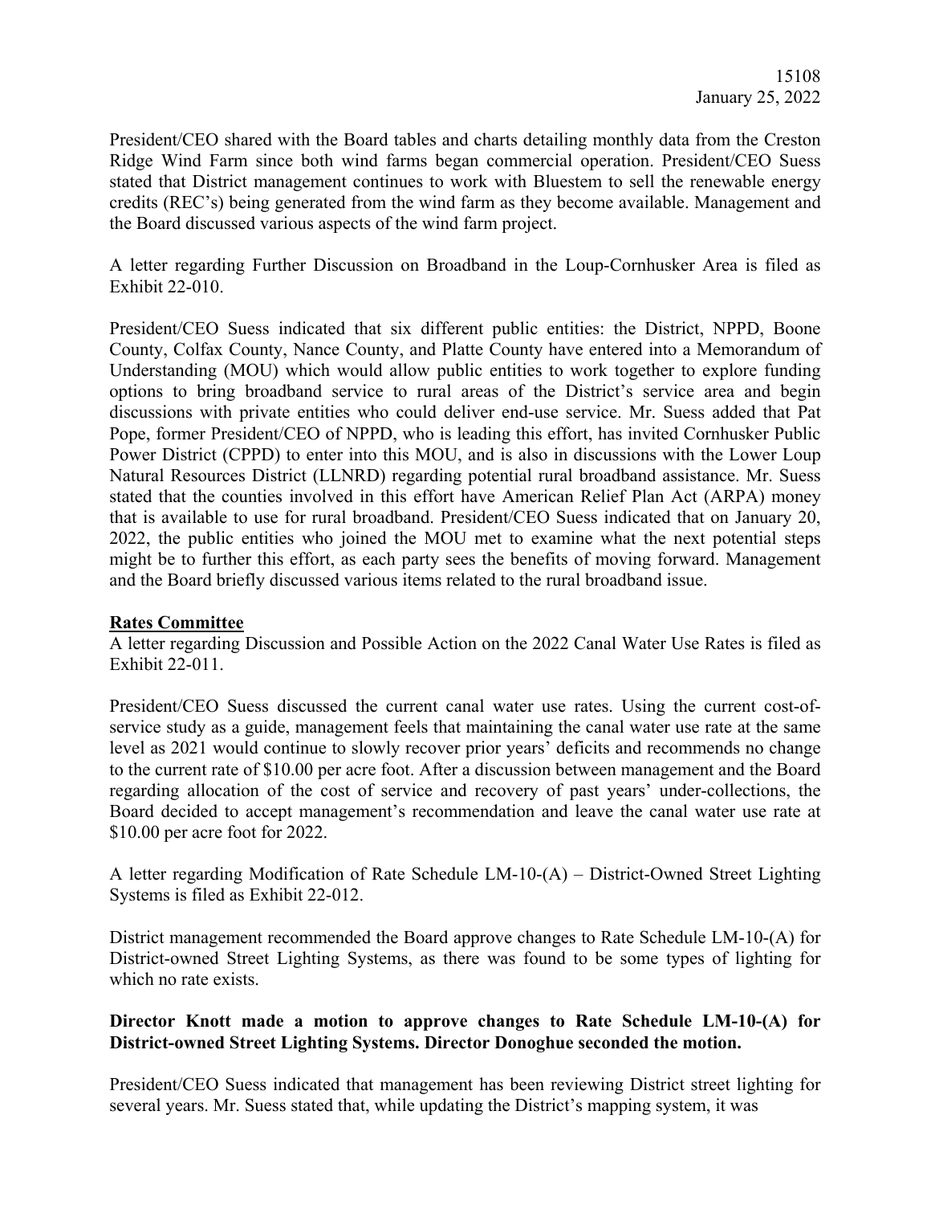President/CEO shared with the Board tables and charts detailing monthly data from the Creston Ridge Wind Farm since both wind farms began commercial operation. President/CEO Suess stated that District management continues to work with Bluestem to sell the renewable energy credits (REC's) being generated from the wind farm as they become available. Management and the Board discussed various aspects of the wind farm project.

A letter regarding Further Discussion on Broadband in the Loup-Cornhusker Area is filed as Exhibit 22-010.

President/CEO Suess indicated that six different public entities: the District, NPPD, Boone County, Colfax County, Nance County, and Platte County have entered into a Memorandum of Understanding (MOU) which would allow public entities to work together to explore funding options to bring broadband service to rural areas of the District's service area and begin discussions with private entities who could deliver end-use service. Mr. Suess added that Pat Pope, former President/CEO of NPPD, who is leading this effort, has invited Cornhusker Public Power District (CPPD) to enter into this MOU, and is also in discussions with the Lower Loup Natural Resources District (LLNRD) regarding potential rural broadband assistance. Mr. Suess stated that the counties involved in this effort have American Relief Plan Act (ARPA) money that is available to use for rural broadband. President/CEO Suess indicated that on January 20, 2022, the public entities who joined the MOU met to examine what the next potential steps might be to further this effort, as each party sees the benefits of moving forward. Management and the Board briefly discussed various items related to the rural broadband issue.

## Rates Committee

A letter regarding Discussion and Possible Action on the 2022 Canal Water Use Rates is filed as Exhibit 22-011.

President/CEO Suess discussed the current canal water use rates. Using the current cost-of-service study as a guide, management feels that maintaining the canal water use rate at the same level as 2021 would continue to slowly recover prior years' deficits and recommends no change to the current rate of $10.00 per acre foot. After a discussion between management and the Board regarding allocation of the cost of service and recovery of past years' under-collections, the Board decided to accept management's recommendation and leave the canal water use rate at $10.00 per acre foot for 2022.

A letter regarding Modification of Rate Schedule LM-10-(A) – District-Owned Street Lighting Systems is filed as Exhibit 22-012.

District management recommended the Board approve changes to Rate Schedule LM-10-(A) for District-owned Street Lighting Systems, as there was found to be some types of lighting for which no rate exists.

**Director Knott made a motion to approve changes to Rate Schedule LM-10-(A) for District-owned Street Lighting Systems. Director Donoghue seconded the motion.**

President/CEO Suess indicated that management has been reviewing District street lighting for several years. Mr. Suess stated that, while updating the District's mapping system, it was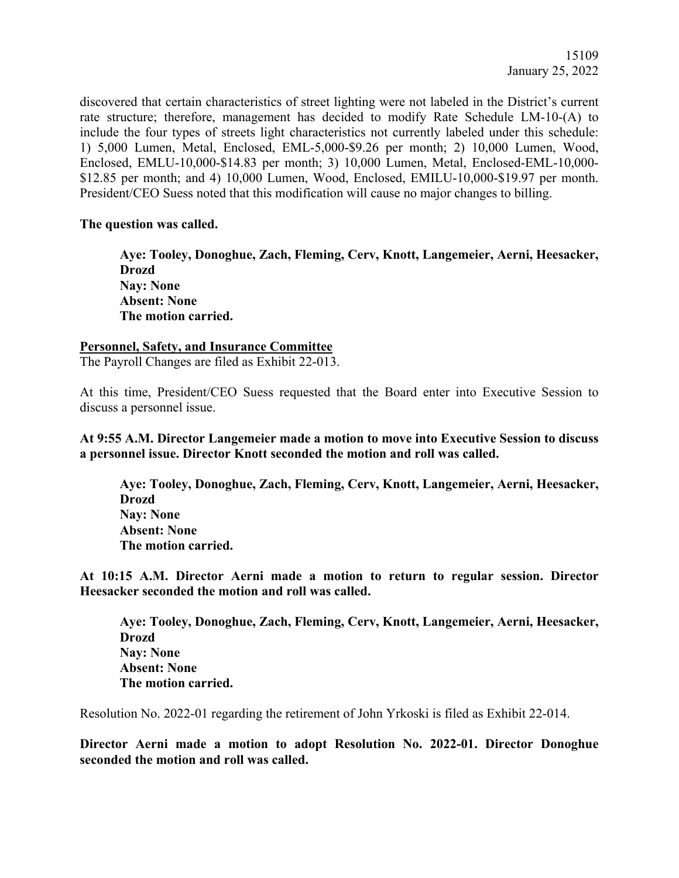discovered that certain characteristics of street lighting were not labeled in the District's current rate structure; therefore, management has decided to modify Rate Schedule LM-10-(A) to include the four types of streets light characteristics not currently labeled under this schedule: 1) 5,000 Lumen, Metal, Enclosed, EML-5,000-$9.26 per month; 2) 10,000 Lumen, Wood, Enclosed, EMLU-10,000-$14.83 per month; 3) 10,000 Lumen, Metal, Enclosed-EML-10,000-$12.85 per month; and 4) 10,000 Lumen, Wood, Enclosed, EMILU-10,000-$19.97 per month. President/CEO Suess noted that this modification will cause no major changes to billing.

**The question was called.**

> **Aye: Tooley, Donoghue, Zach, Fleming, Cerv, Knott, Langemeier, Aerni, Heesacker, Drozd**
> **Nay: None**
> **Absent: None**
> **The motion carried.**

**Personnel, Safety, and Insurance Committee**

The Payroll Changes are filed as Exhibit 22-013.

At this time, President/CEO Suess requested that the Board enter into Executive Session to discuss a personnel issue.

**At 9:55 A.M. Director Langemeier made a motion to move into Executive Session to discuss a personnel issue. Director Knott seconded the motion and roll was called.**

> **Aye: Tooley, Donoghue, Zach, Fleming, Cerv, Knott, Langemeier, Aerni, Heesacker, Drozd**
> **Nay: None**
> **Absent: None**
> **The motion carried.**

**At 10:15 A.M. Director Aerni made a motion to return to regular session. Director Heesacker seconded the motion and roll was called.**

> **Aye: Tooley, Donoghue, Zach, Fleming, Cerv, Knott, Langemeier, Aerni, Heesacker, Drozd**
> **Nay: None**
> **Absent: None**
> **The motion carried.**

Resolution No. 2022-01 regarding the retirement of John Yrkoski is filed as Exhibit 22-014.

**Director Aerni made a motion to adopt Resolution No. 2022-01. Director Donoghue seconded the motion and roll was called.**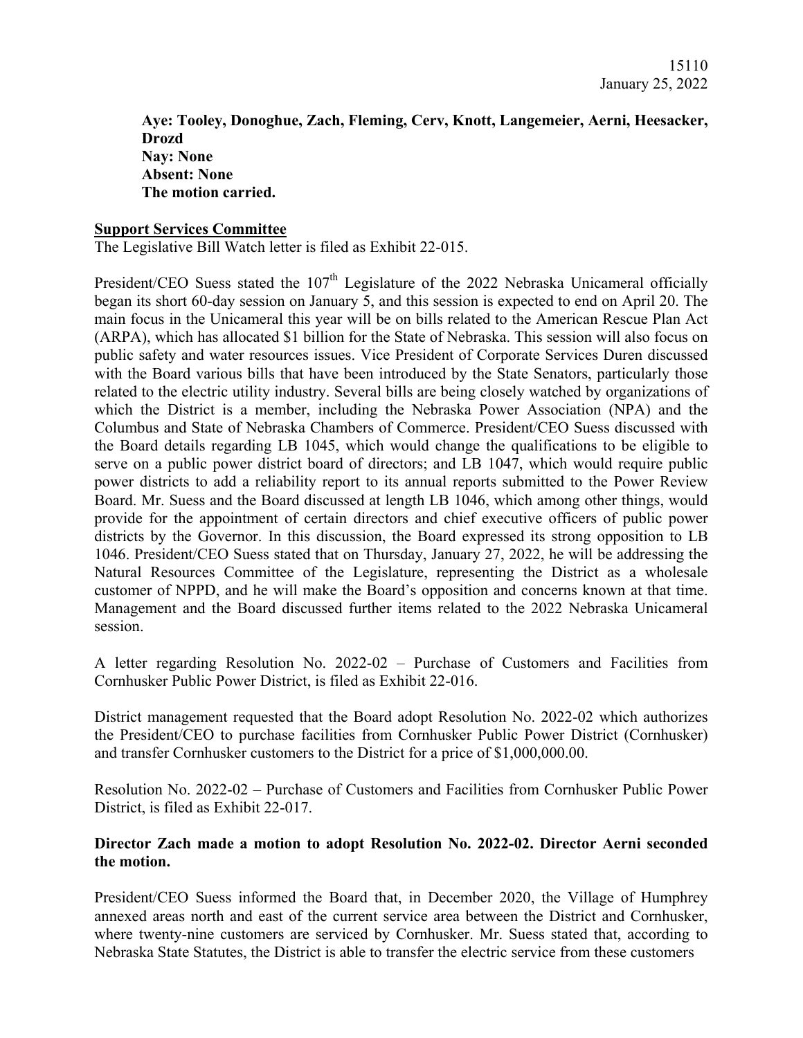**Aye: Tooley, Donoghue, Zach, Fleming, Cerv, Knott, Langemeier, Aerni, Heesacker, Drozd**
**Nay: None**
**Absent: None**
**The motion carried.**

**Support Services Committee**

The Legislative Bill Watch letter is filed as Exhibit 22-015.

President/CEO Suess stated the 107th Legislature of the 2022 Nebraska Unicameral officially began its short 60-day session on January 5, and this session is expected to end on April 20. The main focus in the Unicameral this year will be on bills related to the American Rescue Plan Act (ARPA), which has allocated $1 billion for the State of Nebraska. This session will also focus on public safety and water resources issues. Vice President of Corporate Services Duren discussed with the Board various bills that have been introduced by the State Senators, particularly those related to the electric utility industry. Several bills are being closely watched by organizations of which the District is a member, including the Nebraska Power Association (NPA) and the Columbus and State of Nebraska Chambers of Commerce. President/CEO Suess discussed with the Board details regarding LB 1045, which would change the qualifications to be eligible to serve on a public power district board of directors; and LB 1047, which would require public power districts to add a reliability report to its annual reports submitted to the Power Review Board. Mr. Suess and the Board discussed at length LB 1046, which among other things, would provide for the appointment of certain directors and chief executive officers of public power districts by the Governor. In this discussion, the Board expressed its strong opposition to LB 1046. President/CEO Suess stated that on Thursday, January 27, 2022, he will be addressing the Natural Resources Committee of the Legislature, representing the District as a wholesale customer of NPPD, and he will make the Board's opposition and concerns known at that time. Management and the Board discussed further items related to the 2022 Nebraska Unicameral session.

A letter regarding Resolution No. 2022-02 – Purchase of Customers and Facilities from Cornhusker Public Power District, is filed as Exhibit 22-016.

District management requested that the Board adopt Resolution No. 2022-02 which authorizes the President/CEO to purchase facilities from Cornhusker Public Power District (Cornhusker) and transfer Cornhusker customers to the District for a price of $1,000,000.00.

Resolution No. 2022-02 – Purchase of Customers and Facilities from Cornhusker Public Power District, is filed as Exhibit 22-017.

**Director Zach made a motion to adopt Resolution No. 2022-02. Director Aerni seconded the motion.**

President/CEO Suess informed the Board that, in December 2020, the Village of Humphrey annexed areas north and east of the current service area between the District and Cornhusker, where twenty-nine customers are serviced by Cornhusker. Mr. Suess stated that, according to Nebraska State Statutes, the District is able to transfer the electric service from these customers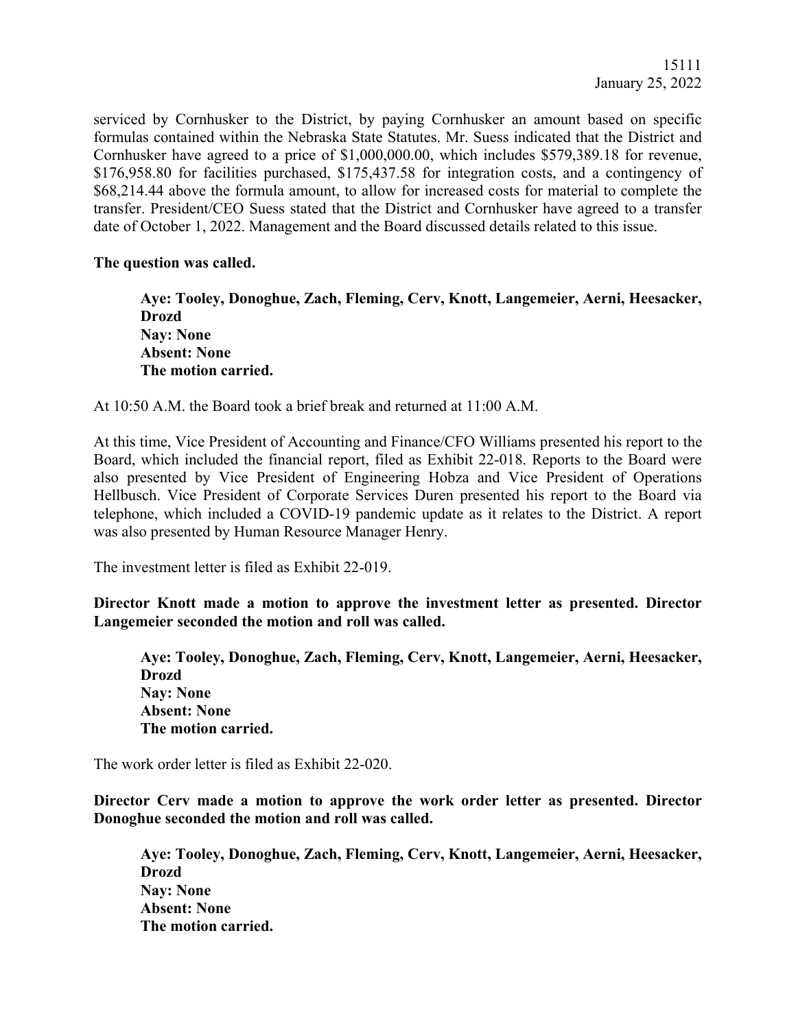serviced by Cornhusker to the District, by paying Cornhusker an amount based on specific formulas contained within the Nebraska State Statutes. Mr. Suess indicated that the District and Cornhusker have agreed to a price of $1,000,000.00, which includes $579,389.18 for revenue, $176,958.80 for facilities purchased, $175,437.58 for integration costs, and a contingency of $68,214.44 above the formula amount, to allow for increased costs for material to complete the transfer. President/CEO Suess stated that the District and Cornhusker have agreed to a transfer date of October 1, 2022. Management and the Board discussed details related to this issue.

**The question was called.**

> **Aye: Tooley, Donoghue, Zach, Fleming, Cerv, Knott, Langemeier, Aerni, Heesacker, Drozd**
> **Nay: None**
> **Absent: None**
> **The motion carried.**

At 10:50 A.M. the Board took a brief break and returned at 11:00 A.M.

At this time, Vice President of Accounting and Finance/CFO Williams presented his report to the Board, which included the financial report, filed as Exhibit 22-018. Reports to the Board were also presented by Vice President of Engineering Hobza and Vice President of Operations Hellbusch. Vice President of Corporate Services Duren presented his report to the Board via telephone, which included a COVID-19 pandemic update as it relates to the District. A report was also presented by Human Resource Manager Henry.

The investment letter is filed as Exhibit 22-019.

**Director Knott made a motion to approve the investment letter as presented. Director Langemeier seconded the motion and roll was called.**

> **Aye: Tooley, Donoghue, Zach, Fleming, Cerv, Knott, Langemeier, Aerni, Heesacker, Drozd**
> **Nay: None**
> **Absent: None**
> **The motion carried.**

The work order letter is filed as Exhibit 22-020.

**Director Cerv made a motion to approve the work order letter as presented. Director Donoghue seconded the motion and roll was called.**

> **Aye: Tooley, Donoghue, Zach, Fleming, Cerv, Knott, Langemeier, Aerni, Heesacker, Drozd**
> **Nay: None**
> **Absent: None**
> **The motion carried.**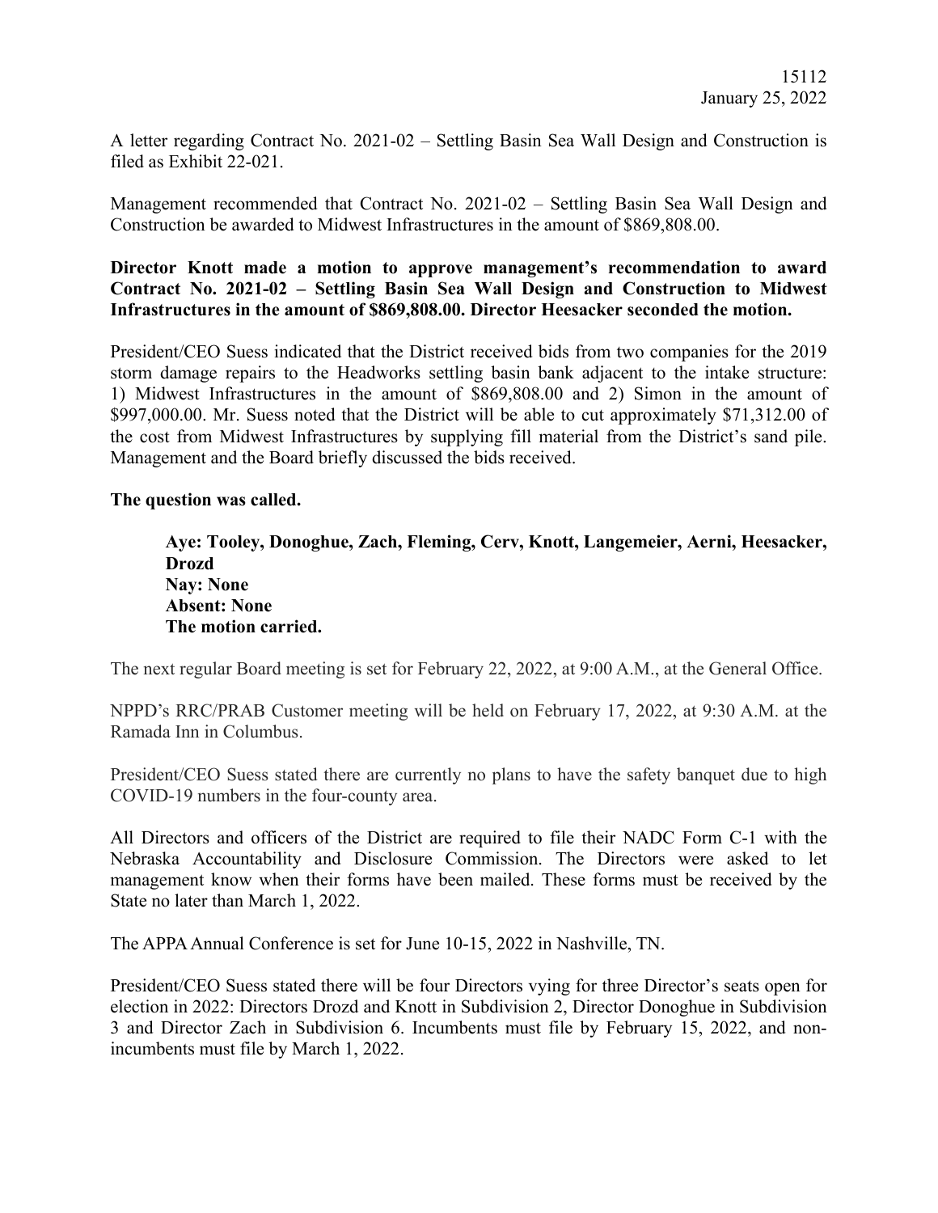A letter regarding Contract No. 2021-02 – Settling Basin Sea Wall Design and Construction is filed as Exhibit 22-021.

Management recommended that Contract No. 2021-02 – Settling Basin Sea Wall Design and Construction be awarded to Midwest Infrastructures in the amount of $869,808.00.

**Director Knott made a motion to approve management's recommendation to award Contract No. 2021-02 – Settling Basin Sea Wall Design and Construction to Midwest Infrastructures in the amount of $869,808.00. Director Heesacker seconded the motion.**

President/CEO Suess indicated that the District received bids from two companies for the 2019 storm damage repairs to the Headworks settling basin bank adjacent to the intake structure: 1) Midwest Infrastructures in the amount of $869,808.00 and 2) Simon in the amount of $997,000.00. Mr. Suess noted that the District will be able to cut approximately $71,312.00 of the cost from Midwest Infrastructures by supplying fill material from the District's sand pile. Management and the Board briefly discussed the bids received.

**The question was called.**

> **Aye: Tooley, Donoghue, Zach, Fleming, Cerv, Knott, Langemeier, Aerni, Heesacker, Drozd**
> **Nay: None**
> **Absent: None**
> **The motion carried.**

The next regular Board meeting is set for February 22, 2022, at 9:00 A.M., at the General Office.

NPPD's RRC/PRAB Customer meeting will be held on February 17, 2022, at 9:30 A.M. at the Ramada Inn in Columbus.

President/CEO Suess stated there are currently no plans to have the safety banquet due to high COVID-19 numbers in the four-county area.

All Directors and officers of the District are required to file their NADC Form C-1 with the Nebraska Accountability and Disclosure Commission. The Directors were asked to let management know when their forms have been mailed. These forms must be received by the State no later than March 1, 2022.

The APPA Annual Conference is set for June 10-15, 2022 in Nashville, TN.

President/CEO Suess stated there will be four Directors vying for three Director's seats open for election in 2022: Directors Drozd and Knott in Subdivision 2, Director Donoghue in Subdivision 3 and Director Zach in Subdivision 6. Incumbents must file by February 15, 2022, and non-incumbents must file by March 1, 2022.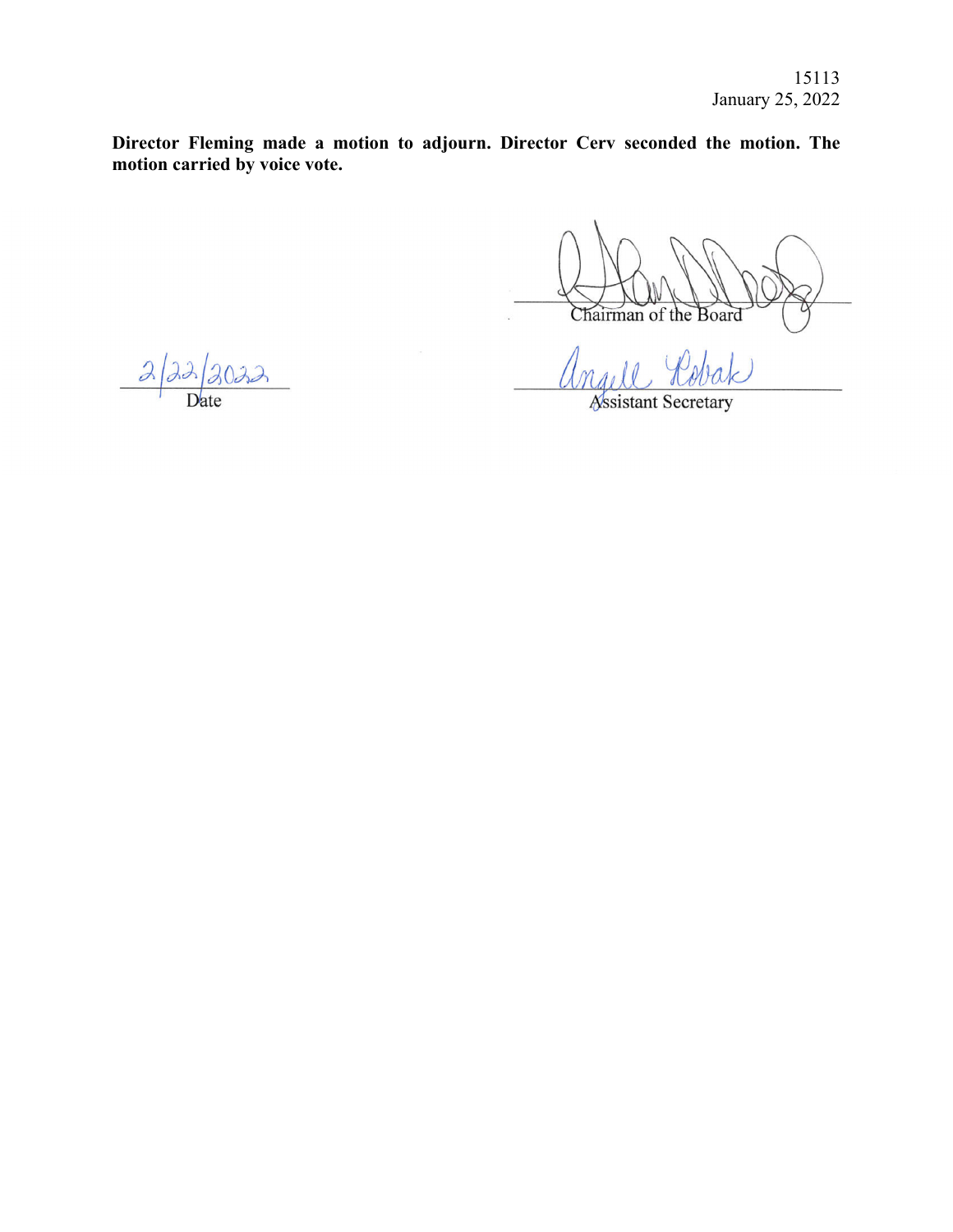**Director Fleming made a motion to adjourn. Director Cerv seconded the motion. The motion carried by voice vote.**

Chairman of the Board

2/22/2022
Date

Assistant Secretary